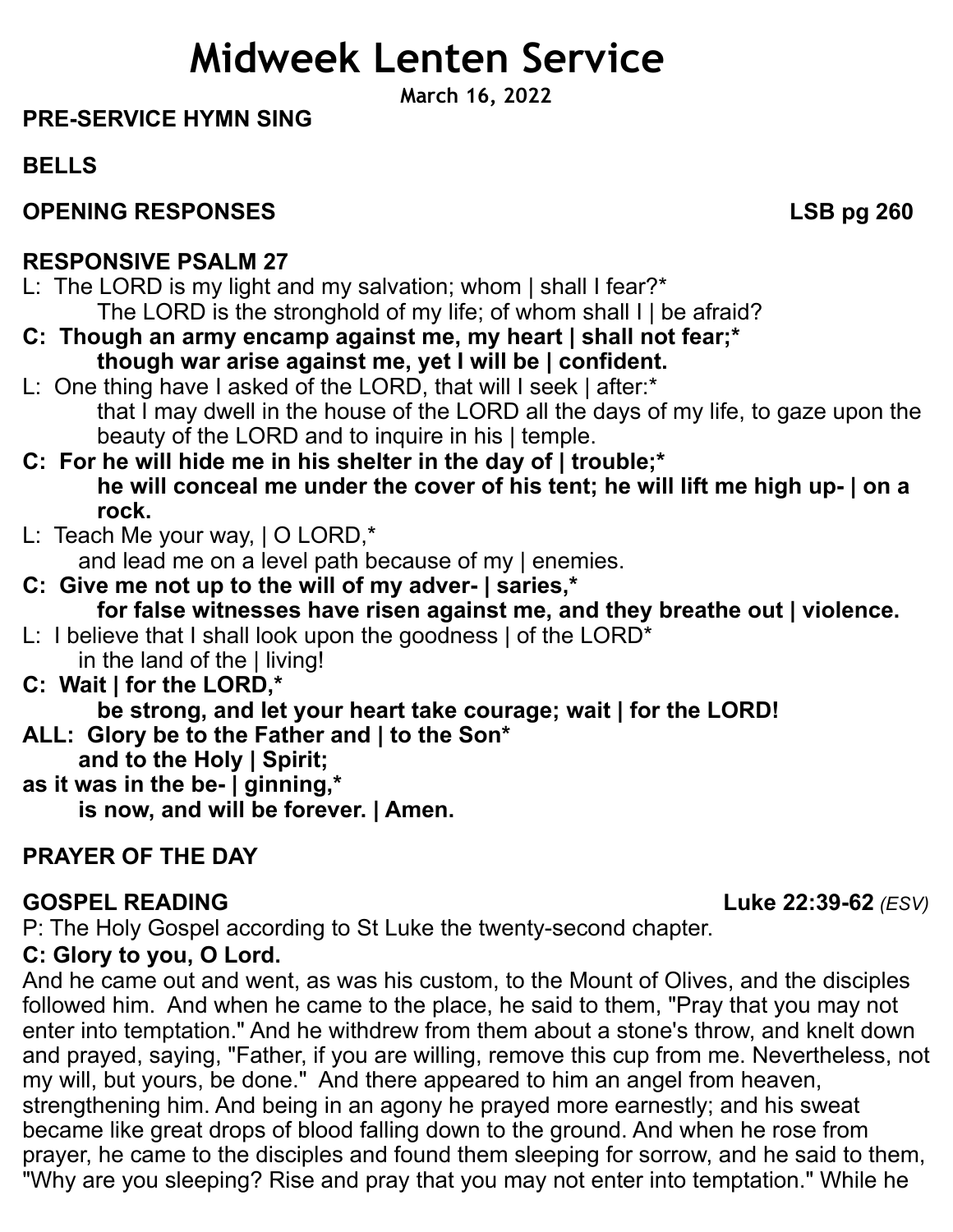# Midweek Lenten Service

**March 16, 2022**

**PRE-SERVICE HYMN SING**

**BELLS**

**OPENING RESPONSES** **LSB pg 260**

**RESPONSIVE PSALM 27**

L: The LORD is my light and my salvation; whom | shall I fear?*
The LORD is the stronghold of my life; of whom shall I | be afraid?

**C: Though an army encamp against me, my heart | shall not fear;*
though war arise against me, yet I will be | confident.**

L: One thing have I asked of the LORD, that will I seek | after:*
that I may dwell in the house of the LORD all the days of my life, to gaze upon the beauty of the LORD and to inquire in his | temple.

**C: For he will hide me in his shelter in the day of | trouble;*
he will conceal me under the cover of his tent; he will lift me high up- | on a rock.**

L: Teach Me your way, | O LORD,*
and lead me on a level path because of my | enemies.

**C: Give me not up to the will of my adver- | saries,*
for false witnesses have risen against me, and they breathe out | violence.**

L: I believe that I shall look upon the goodness | of the LORD*
in the land of the | living!

**C: Wait | for the LORD,*
be strong, and let your heart take courage; wait | for the LORD!**

**ALL: Glory be to the Father and | to the Son*
and to the Holy | Spirit;
as it was in the be- | ginning,*
is now, and will be forever. | Amen.**

**PRAYER OF THE DAY**

**GOSPEL READING** **Luke 22:39-62** *(ESV)*

P: The Holy Gospel according to St Luke the twenty-second chapter.

**C: Glory to you, O Lord.**

And he came out and went, as was his custom, to the Mount of Olives, and the disciples followed him. And when he came to the place, he said to them, "Pray that you may not enter into temptation." And he withdrew from them about a stone's throw, and knelt down and prayed, saying, "Father, if you are willing, remove this cup from me. Nevertheless, not my will, but yours, be done." And there appeared to him an angel from heaven, strengthening him. And being in an agony he prayed more earnestly; and his sweat became like great drops of blood falling down to the ground. And when he rose from prayer, he came to the disciples and found them sleeping for sorrow, and he said to them, "Why are you sleeping? Rise and pray that you may not enter into temptation." While he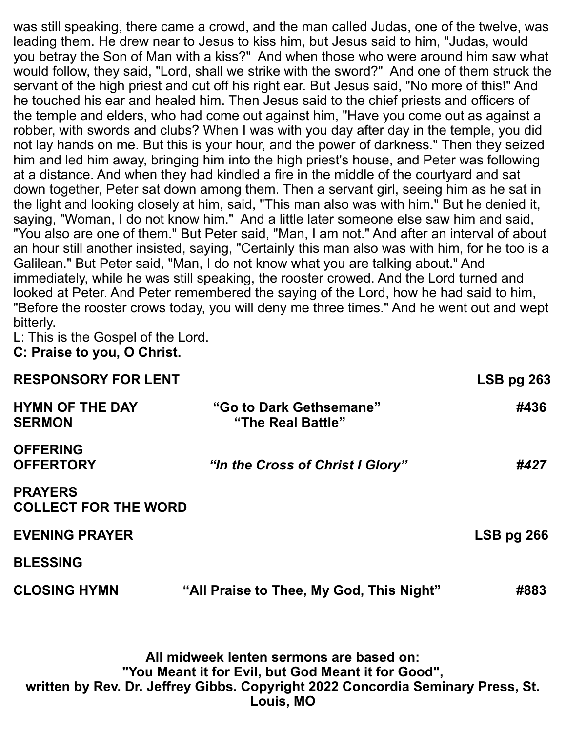was still speaking, there came a crowd, and the man called Judas, one of the twelve, was leading them. He drew near to Jesus to kiss him, but Jesus said to him, "Judas, would you betray the Son of Man with a kiss?" And when those who were around him saw what would follow, they said, "Lord, shall we strike with the sword?" And one of them struck the servant of the high priest and cut off his right ear. But Jesus said, "No more of this!" And he touched his ear and healed him. Then Jesus said to the chief priests and officers of the temple and elders, who had come out against him, "Have you come out as against a robber, with swords and clubs? When I was with you day after day in the temple, you did not lay hands on me. But this is your hour, and the power of darkness." Then they seized him and led him away, bringing him into the high priest's house, and Peter was following at a distance. And when they had kindled a fire in the middle of the courtyard and sat down together, Peter sat down among them. Then a servant girl, seeing him as he sat in the light and looking closely at him, said, "This man also was with him." But he denied it, saying, "Woman, I do not know him." And a little later someone else saw him and said, "You also are one of them." But Peter said, "Man, I am not." And after an interval of about an hour still another insisted, saying, "Certainly this man also was with him, for he too is a Galilean." But Peter said, "Man, I do not know what you are talking about." And immediately, while he was still speaking, the rooster crowed. And the Lord turned and looked at Peter. And Peter remembered the saying of the Lord, how he had said to him, "Before the rooster crows today, you will deny me three times." And he went out and wept bitterly.

L: This is the Gospel of the Lord.

**C: Praise to you, O Christ.**

**RESPONSORY FOR LENT** — **LSB pg 263**

**HYMN OF THE DAY** — **"Go to Dark Gethsemane"** — **#436**

**SERMON** — **"The Real Battle"**

**OFFERING**

**OFFERTORY** — ***"In the Cross of Christ I Glory"*** — ***#427***

**PRAYERS**

**COLLECT FOR THE WORD**

**EVENING PRAYER** — **LSB pg 266**

**BLESSING**

**CLOSING HYMN** — **"All Praise to Thee, My God, This Night"** — **#883**

**All midweek lenten sermons are based on: "You Meant it for Evil, but God Meant it for Good", written by Rev. Dr. Jeffrey Gibbs. Copyright 2022 Concordia Seminary Press, St. Louis, MO**